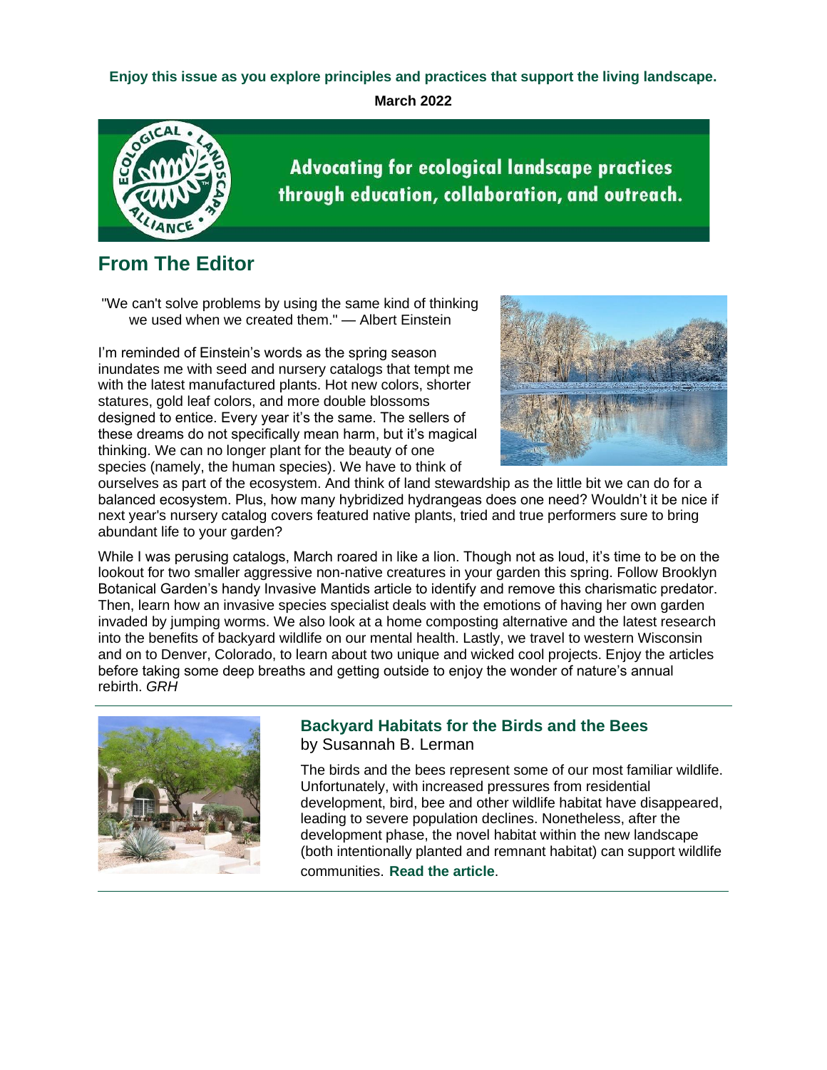**Enjoy this issue as you explore principles and practices that support the living landscape.**

**March 2022**

Advocating for ecological landscape practices through education, collaboration, and outreach.

## From The Editor

"We can't solve problems by using the same kind of thinking we used when we created them." — Albert Einstein

I'm reminded of Einstein's words as the spring season inundates me with seed and nursery catalogs that tempt me with the latest manufactured plants. Hot new colors, shorter statures, gold leaf colors, and more double blossoms designed to entice. Every year it's the same. The sellers of these dreams do not specifically mean harm, but it's magical thinking. We can no longer plant for the beauty of one species (namely, the human species). We have to think of ourselves as part of the ecosystem. And think of land stewardship as the little bit we can do for a balanced ecosystem. Plus, how many hybridized hydrangeas does one need? Wouldn't it be nice if next year's nursery catalog covers featured native plants, tried and true performers sure to bring abundant life to your garden?

While I was perusing catalogs, March roared in like a lion. Though not as loud, it's time to be on the lookout for two smaller aggressive non-native creatures in your garden this spring. Follow Brooklyn Botanical Garden's handy Invasive Mantids article to identify and remove this charismatic predator. Then, learn how an invasive species specialist deals with the emotions of having her own garden invaded by jumping worms. We also look at a home composting alternative and the latest research into the benefits of backyard wildlife on our mental health. Lastly, we travel to western Wisconsin and on to Denver, Colorado, to learn about two unique and wicked cool projects. Enjoy the articles before taking some deep breaths and getting outside to enjoy the wonder of nature's annual rebirth. *GRH*

---

### Backyard Habitats for the Birds and the Bees

by Susannah B. Lerman

The birds and the bees represent some of our most familiar wildlife. Unfortunately, with increased pressures from residential development, bird, bee and other wildlife habitat have disappeared, leading to severe population declines. Nonetheless, after the development phase, the novel habitat within the new landscape (both intentionally planted and remnant habitat) can support wildlife communities. **Read the article**.

---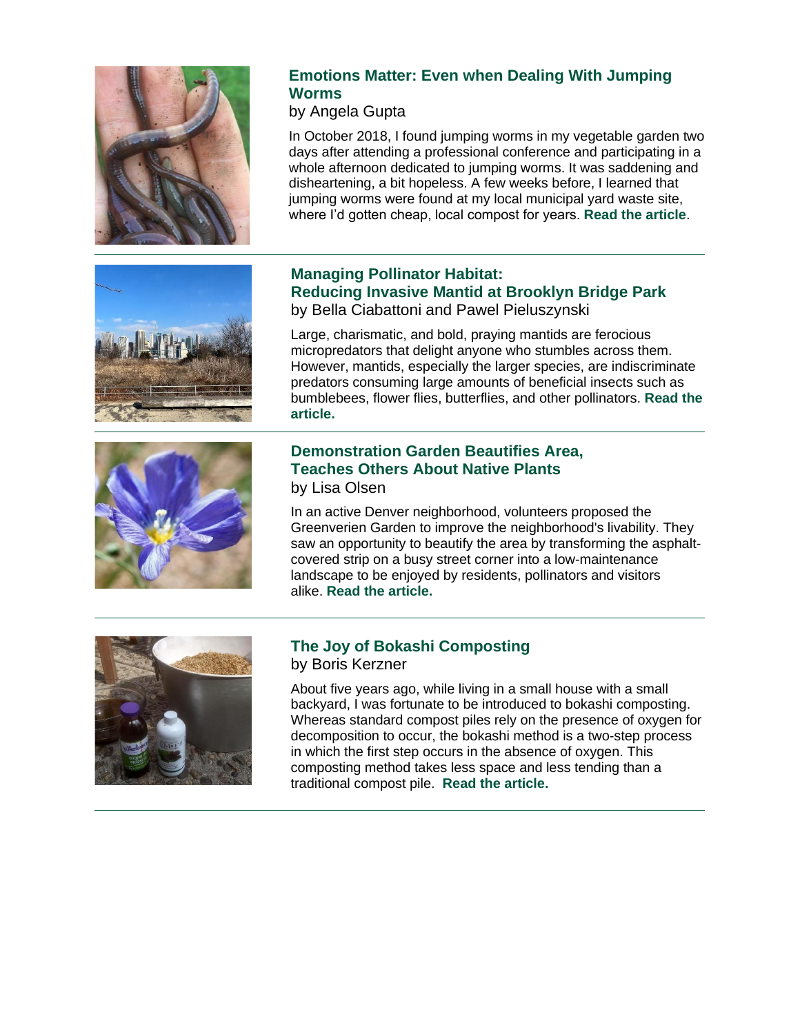## Emotions Matter: Even when Dealing With Jumping Worms

by Angela Gupta

In October 2018, I found jumping worms in my vegetable garden two days after attending a professional conference and participating in a whole afternoon dedicated to jumping worms. It was saddening and disheartening, a bit hopeless. A few weeks before, I learned that jumping worms were found at my local municipal yard waste site, where I'd gotten cheap, local compost for years. **Read the article**.

---

## Managing Pollinator Habitat: Reducing Invasive Mantid at Brooklyn Bridge Park

by Bella Ciabattoni and Pawel Pieluszynski

Large, charismatic, and bold, praying mantids are ferocious micropredators that delight anyone who stumbles across them. However, mantids, especially the larger species, are indiscriminate predators consuming large amounts of beneficial insects such as bumblebees, flower flies, butterflies, and other pollinators. **Read the article.**

---

## Demonstration Garden Beautifies Area, Teaches Others About Native Plants

by Lisa Olsen

In an active Denver neighborhood, volunteers proposed the Greenverien Garden to improve the neighborhood's livability. They saw an opportunity to beautify the area by transforming the asphalt-covered strip on a busy street corner into a low-maintenance landscape to be enjoyed by residents, pollinators and visitors alike. **Read the article.**

---

## The Joy of Bokashi Composting

by Boris Kerzner

About five years ago, while living in a small house with a small backyard, I was fortunate to be introduced to bokashi composting. Whereas standard compost piles rely on the presence of oxygen for decomposition to occur, the bokashi method is a two-step process in which the first step occurs in the absence of oxygen. This composting method takes less space and less tending than a traditional compost pile. **Read the article.**

---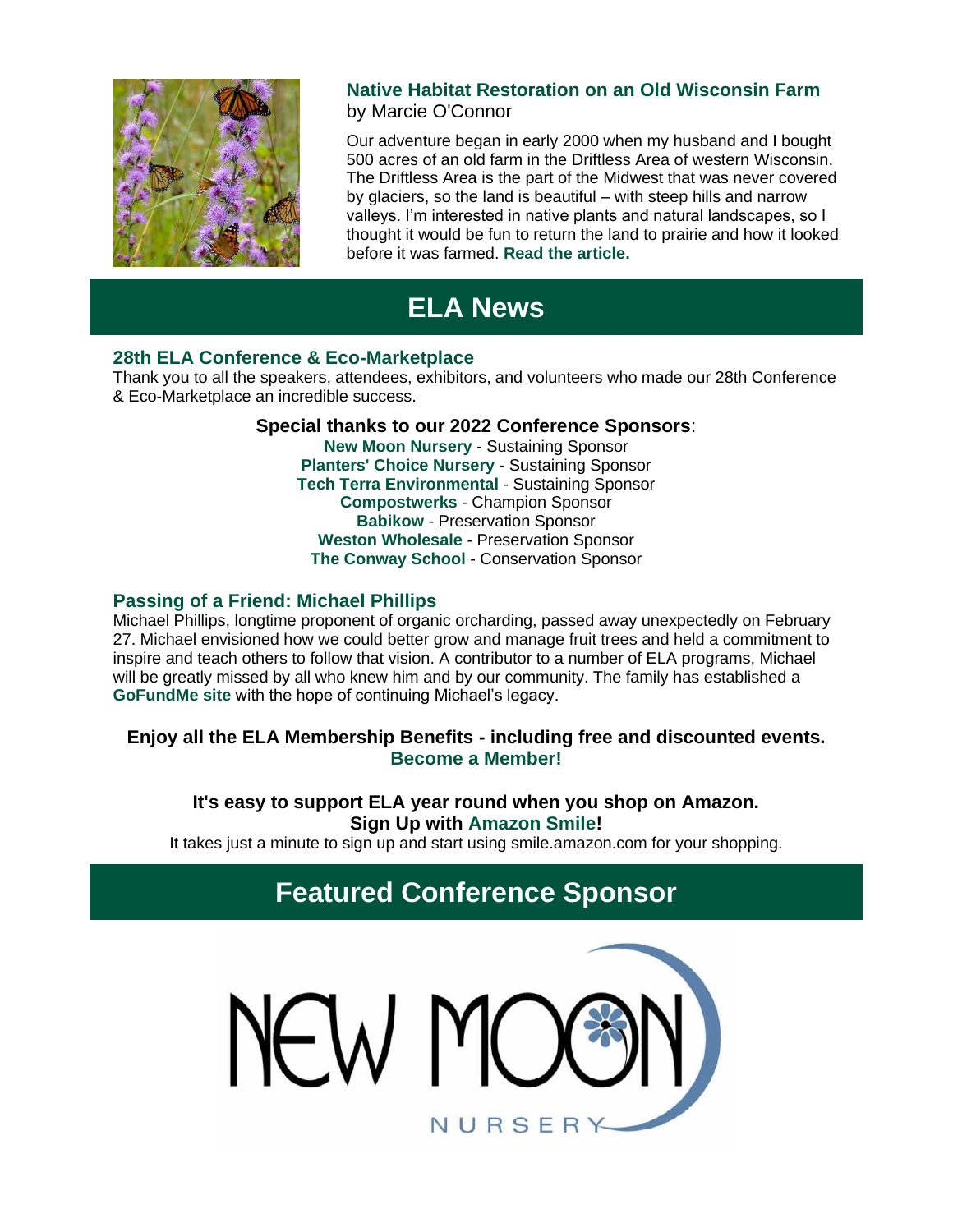### Native Habitat Restoration on an Old Wisconsin Farm

by Marcie O'Connor

Our adventure began in early 2000 when my husband and I bought 500 acres of an old farm in the Driftless Area of western Wisconsin. The Driftless Area is the part of the Midwest that was never covered by glaciers, so the land is beautiful – with steep hills and narrow valleys. I'm interested in native plants and natural landscapes, so I thought it would be fun to return the land to prairie and how it looked before it was farmed. **Read the article.**

## ELA News

### 28th ELA Conference & Eco-Marketplace

Thank you to all the speakers, attendees, exhibitors, and volunteers who made our 28th Conference & Eco-Marketplace an incredible success.

**Special thanks to our 2022 Conference Sponsors**:

**New Moon Nursery** - Sustaining Sponsor
**Planters' Choice Nursery** - Sustaining Sponsor
**Tech Terra Environmental** - Sustaining Sponsor
**Compostwerks** - Champion Sponsor
**Babikow** - Preservation Sponsor
**Weston Wholesale** - Preservation Sponsor
**The Conway School** - Conservation Sponsor

### Passing of a Friend: Michael Phillips

Michael Phillips, longtime proponent of organic orcharding, passed away unexpectedly on February 27. Michael envisioned how we could better grow and manage fruit trees and held a commitment to inspire and teach others to follow that vision. A contributor to a number of ELA programs, Michael will be greatly missed by all who knew him and by our community. The family has established a **GoFundMe site** with the hope of continuing Michael's legacy.

**Enjoy all the ELA Membership Benefits - including free and discounted events.**
**Become a Member!**

**It's easy to support ELA year round when you shop on Amazon.**
**Sign Up with Amazon Smile!**

It takes just a minute to sign up and start using smile.amazon.com for your shopping.

## Featured Conference Sponsor

NEW MOON NURSERY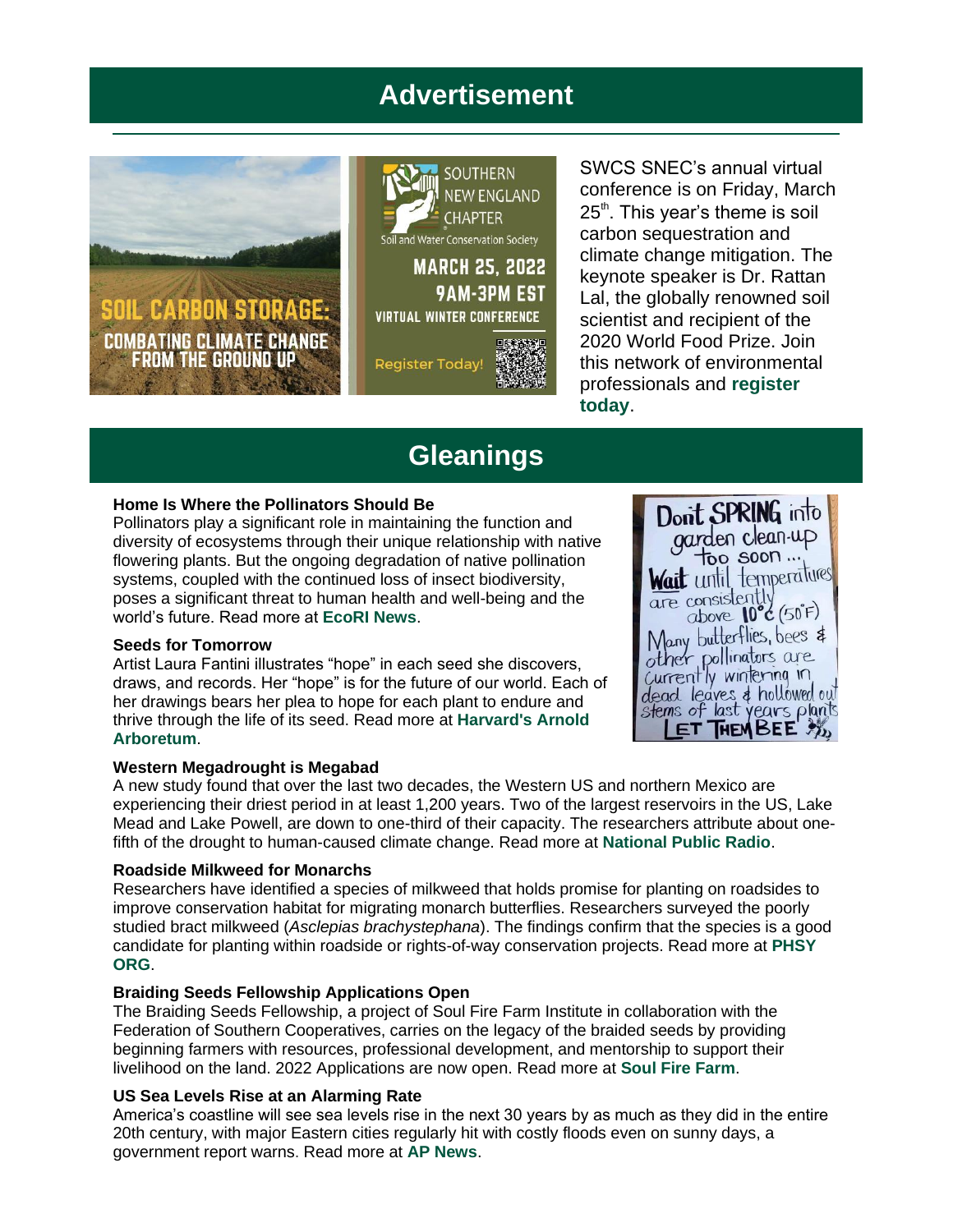## Advertisement

SWCS SNEC's annual virtual conference is on Friday, March 25th. This year's theme is soil carbon sequestration and climate change mitigation. The keynote speaker is Dr. Rattan Lal, the globally renowned soil scientist and recipient of the 2020 World Food Prize. Join this network of environmental professionals and **register today**.

## Gleanings

**Home Is Where the Pollinators Should Be**
Pollinators play a significant role in maintaining the function and diversity of ecosystems through their unique relationship with native flowering plants. But the ongoing degradation of native pollination systems, coupled with the continued loss of insect biodiversity, poses a significant threat to human health and well-being and the world's future. Read more at **EcoRI News**.

**Seeds for Tomorrow**
Artist Laura Fantini illustrates "hope" in each seed she discovers, draws, and records. Her "hope" is for the future of our world. Each of her drawings bears her plea to hope for each plant to endure and thrive through the life of its seed. Read more at **Harvard's Arnold Arboretum**.

**Western Megadrought is Megabad**
A new study found that over the last two decades, the Western US and northern Mexico are experiencing their driest period in at least 1,200 years. Two of the largest reservoirs in the US, Lake Mead and Lake Powell, are down to one-third of their capacity. The researchers attribute about one-fifth of the drought to human-caused climate change. Read more at **National Public Radio**.

**Roadside Milkweed for Monarchs**
Researchers have identified a species of milkweed that holds promise for planting on roadsides to improve conservation habitat for migrating monarch butterflies. Researchers surveyed the poorly studied bract milkweed (*Asclepias brachystephana*). The findings confirm that the species is a good candidate for planting within roadside or rights-of-way conservation projects. Read more at **PHSY ORG**.

**Braiding Seeds Fellowship Applications Open**
The Braiding Seeds Fellowship, a project of Soul Fire Farm Institute in collaboration with the Federation of Southern Cooperatives, carries on the legacy of the braided seeds by providing beginning farmers with resources, professional development, and mentorship to support their livelihood on the land. 2022 Applications are now open. Read more at **Soul Fire Farm**.

**US Sea Levels Rise at an Alarming Rate**
America's coastline will see sea levels rise in the next 30 years by as much as they did in the entire 20th century, with major Eastern cities regularly hit with costly floods even on sunny days, a government report warns. Read more at **AP News**.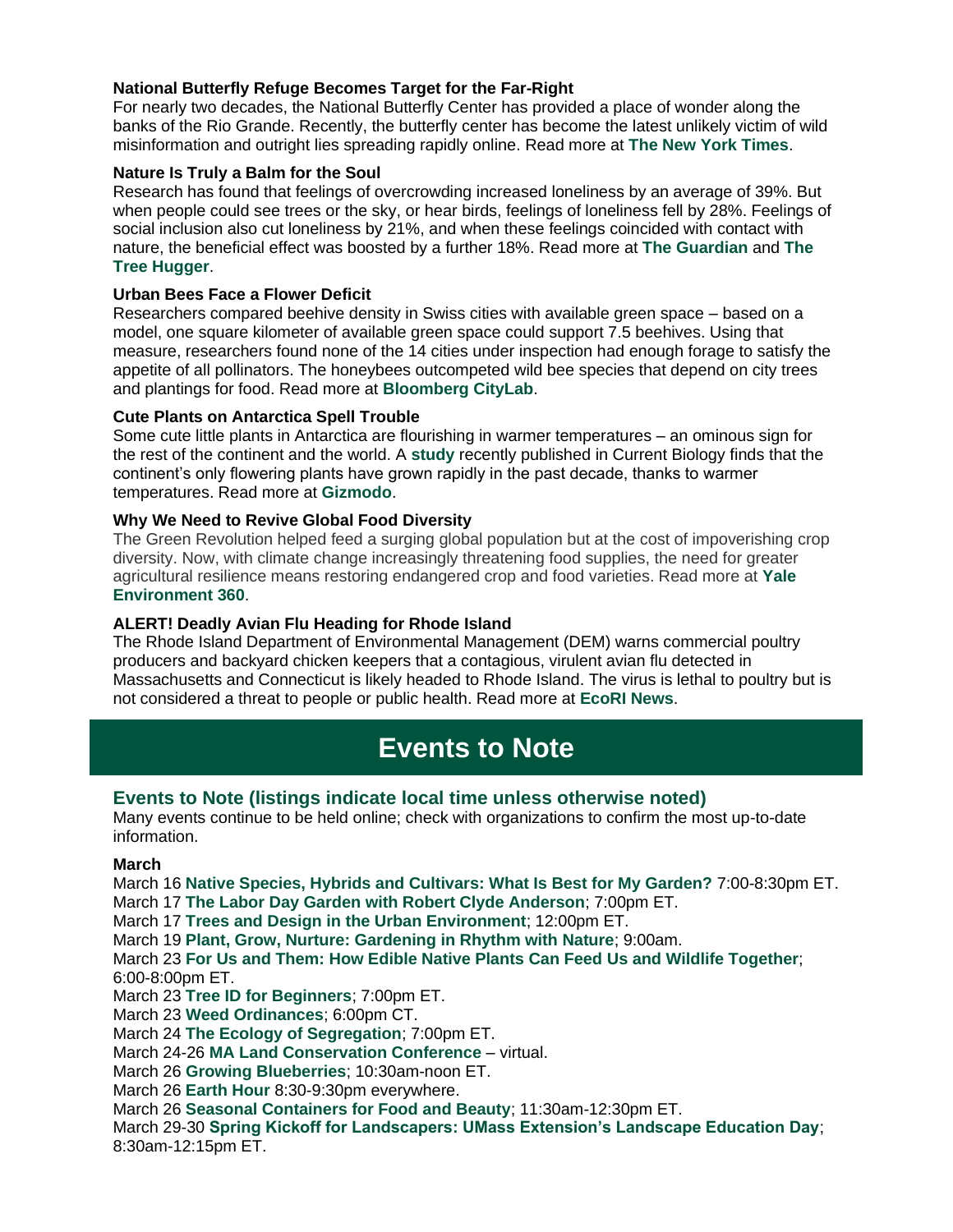**National Butterfly Refuge Becomes Target for the Far-Right**
For nearly two decades, the National Butterfly Center has provided a place of wonder along the banks of the Rio Grande. Recently, the butterfly center has become the latest unlikely victim of wild misinformation and outright lies spreading rapidly online. Read more at **The New York Times**.

**Nature Is Truly a Balm for the Soul**
Research has found that feelings of overcrowding increased loneliness by an average of 39%. But when people could see trees or the sky, or hear birds, feelings of loneliness fell by 28%. Feelings of social inclusion also cut loneliness by 21%, and when these feelings coincided with contact with nature, the beneficial effect was boosted by a further 18%. Read more at **The Guardian** and **The Tree Hugger**.

**Urban Bees Face a Flower Deficit**
Researchers compared beehive density in Swiss cities with available green space – based on a model, one square kilometer of available green space could support 7.5 beehives. Using that measure, researchers found none of the 14 cities under inspection had enough forage to satisfy the appetite of all pollinators. The honeybees outcompeted wild bee species that depend on city trees and plantings for food. Read more at **Bloomberg CityLab**.

**Cute Plants on Antarctica Spell Trouble**
Some cute little plants in Antarctica are flourishing in warmer temperatures – an ominous sign for the rest of the continent and the world. A **study** recently published in Current Biology finds that the continent's only flowering plants have grown rapidly in the past decade, thanks to warmer temperatures. Read more at **Gizmodo**.

**Why We Need to Revive Global Food Diversity**
The Green Revolution helped feed a surging global population but at the cost of impoverishing crop diversity. Now, with climate change increasingly threatening food supplies, the need for greater agricultural resilience means restoring endangered crop and food varieties. Read more at **Yale Environment 360**.

**ALERT! Deadly Avian Flu Heading for Rhode Island**
The Rhode Island Department of Environmental Management (DEM) warns commercial poultry producers and backyard chicken keepers that a contagious, virulent avian flu detected in Massachusetts and Connecticut is likely headed to Rhode Island. The virus is lethal to poultry but is not considered a threat to people or public health. Read more at **EcoRI News**.

# Events to Note

## Events to Note (listings indicate local time unless otherwise noted)

Many events continue to be held online; check with organizations to confirm the most up-to-date information.

**March**

March 16 **Native Species, Hybrids and Cultivars: What Is Best for My Garden?** 7:00-8:30pm ET.
March 17 **The Labor Day Garden with Robert Clyde Anderson**; 7:00pm ET.
March 17 **Trees and Design in the Urban Environment**; 12:00pm ET.
March 19 **Plant, Grow, Nurture: Gardening in Rhythm with Nature**; 9:00am.
March 23 **For Us and Them: How Edible Native Plants Can Feed Us and Wildlife Together**; 6:00-8:00pm ET.
March 23 **Tree ID for Beginners**; 7:00pm ET.
March 23 **Weed Ordinances**; 6:00pm CT.
March 24 **The Ecology of Segregation**; 7:00pm ET.
March 24-26 **MA Land Conservation Conference** – virtual.
March 26 **Growing Blueberries**; 10:30am-noon ET.
March 26 **Earth Hour** 8:30-9:30pm everywhere.
March 26 **Seasonal Containers for Food and Beauty**; 11:30am-12:30pm ET.
March 29-30 **Spring Kickoff for Landscapers: UMass Extension's Landscape Education Day**; 8:30am-12:15pm ET.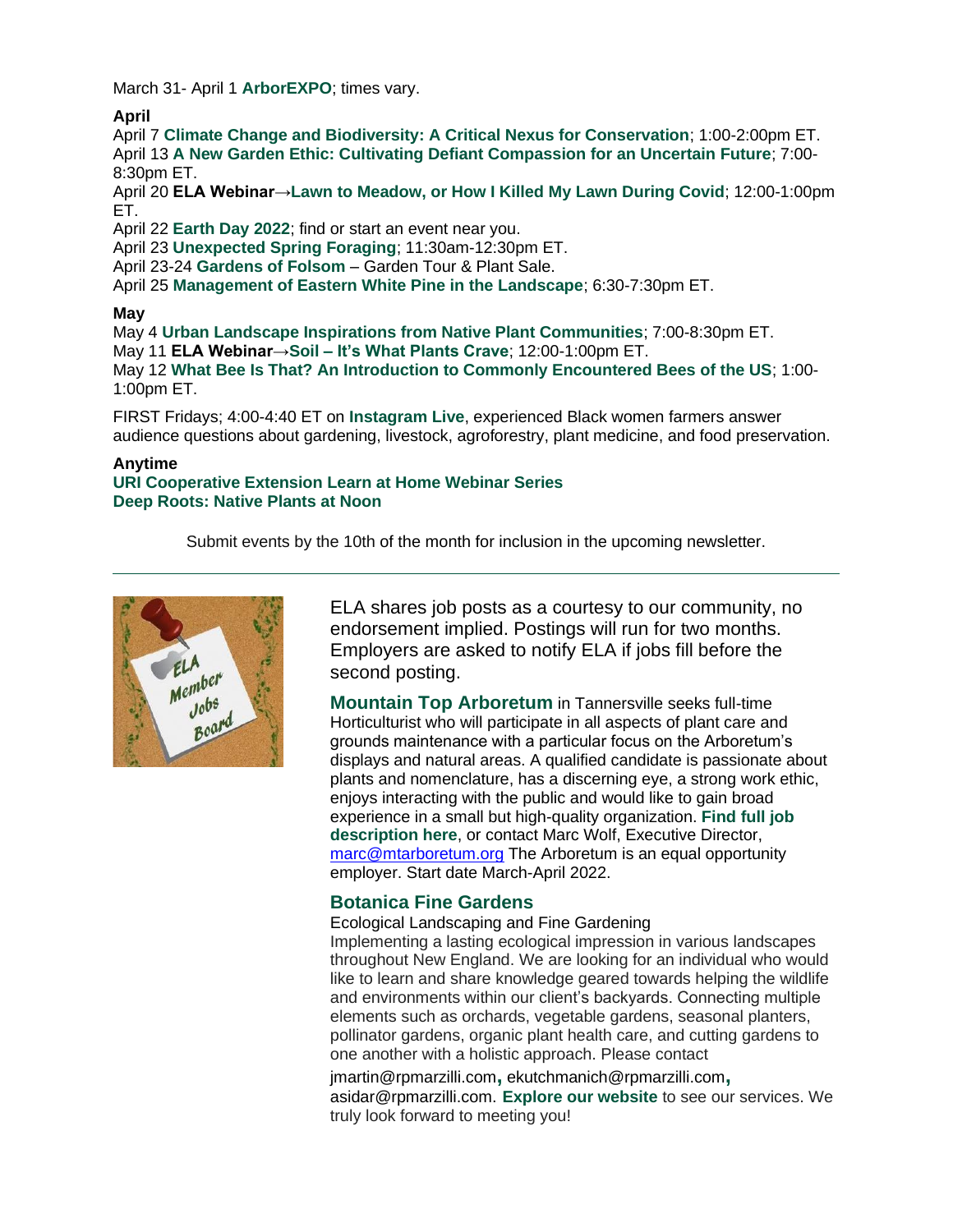March 31- April 1 **ArborEXPO**; times vary.

**April**

April 7 **Climate Change and Biodiversity: A Critical Nexus for Conservation**; 1:00-2:00pm ET.
April 13 **A New Garden Ethic: Cultivating Defiant Compassion for an Uncertain Future**; 7:00-8:30pm ET.
April 20 **ELA Webinar→Lawn to Meadow, or How I Killed My Lawn During Covid**; 12:00-1:00pm ET.
April 22 **Earth Day 2022**; find or start an event near you.
April 23 **Unexpected Spring Foraging**; 11:30am-12:30pm ET.
April 23-24 **Gardens of Folsom** – Garden Tour & Plant Sale.
April 25 **Management of Eastern White Pine in the Landscape**; 6:30-7:30pm ET.

**May**

May 4 **Urban Landscape Inspirations from Native Plant Communities**; 7:00-8:30pm ET.
May 11 **ELA Webinar→Soil – It's What Plants Crave**; 12:00-1:00pm ET.
May 12 **What Bee Is That? An Introduction to Commonly Encountered Bees of the US**; 1:00-1:00pm ET.

FIRST Fridays; 4:00-4:40 ET on **Instagram Live**, experienced Black women farmers answer audience questions about gardening, livestock, agroforestry, plant medicine, and food preservation.

**Anytime**

**URI Cooperative Extension Learn at Home Webinar Series**
**Deep Roots: Native Plants at Noon**

Submit events by the 10th of the month for inclusion in the upcoming newsletter.

---

ELA shares job posts as a courtesy to our community, no endorsement implied. Postings will run for two months. Employers are asked to notify ELA if jobs fill before the second posting.

**Mountain Top Arboretum** in Tannersville seeks full-time Horticulturist who will participate in all aspects of plant care and grounds maintenance with a particular focus on the Arboretum's displays and natural areas. A qualified candidate is passionate about plants and nomenclature, has a discerning eye, a strong work ethic, enjoys interacting with the public and would like to gain broad experience in a small but high-quality organization. **Find full job description here**, or contact Marc Wolf, Executive Director, marc@mtarboretum.org The Arboretum is an equal opportunity employer. Start date March-April 2022.

### Botanica Fine Gardens

Ecological Landscaping and Fine Gardening
Implementing a lasting ecological impression in various landscapes throughout New England. We are looking for an individual who would like to learn and share knowledge geared towards helping the wildlife and environments within our client's backyards. Connecting multiple elements such as orchards, vegetable gardens, seasonal planters, pollinator gardens, organic plant health care, and cutting gardens to one another with a holistic approach. Please contact jmartin@rpmarzilli.com, ekutchmanich@rpmarzilli.com, asidar@rpmarzilli.com. **Explore our website** to see our services. We truly look forward to meeting you!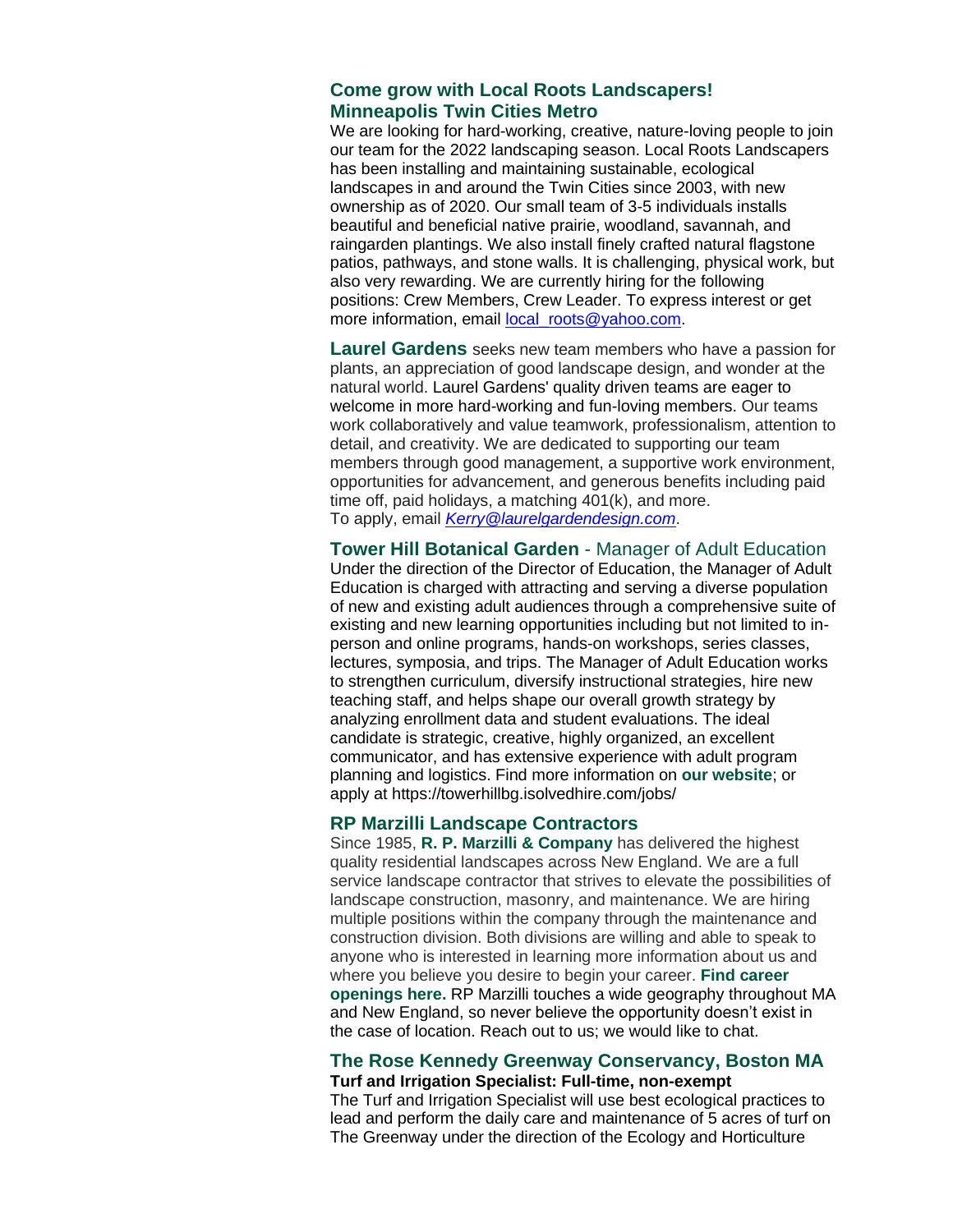### Come grow with Local Roots Landscapers!
### Minneapolis Twin Cities Metro

We are looking for hard-working, creative, nature-loving people to join our team for the 2022 landscaping season. Local Roots Landscapers has been installing and maintaining sustainable, ecological landscapes in and around the Twin Cities since 2003, with new ownership as of 2020. Our small team of 3-5 individuals installs beautiful and beneficial native prairie, woodland, savannah, and raingarden plantings. We also install finely crafted natural flagstone patios, pathways, and stone walls. It is challenging, physical work, but also very rewarding. We are currently hiring for the following positions: Crew Members, Crew Leader. To express interest or get more information, email local_roots@yahoo.com.

**Laurel Gardens** seeks new team members who have a passion for plants, an appreciation of good landscape design, and wonder at the natural world. Laurel Gardens' quality driven teams are eager to welcome in more hard-working and fun-loving members. Our teams work collaboratively and value teamwork, professionalism, attention to detail, and creativity. We are dedicated to supporting our team members through good management, a supportive work environment, opportunities for advancement, and generous benefits including paid time off, paid holidays, a matching 401(k), and more.
To apply, email *Kerry@laurelgardendesign.com*.

### Tower Hill Botanical Garden - Manager of Adult Education

Under the direction of the Director of Education, the Manager of Adult Education is charged with attracting and serving a diverse population of new and existing adult audiences through a comprehensive suite of existing and new learning opportunities including but not limited to in-person and online programs, hands-on workshops, series classes, lectures, symposia, and trips. The Manager of Adult Education works to strengthen curriculum, diversify instructional strategies, hire new teaching staff, and helps shape our overall growth strategy by analyzing enrollment data and student evaluations. The ideal candidate is strategic, creative, highly organized, an excellent communicator, and has extensive experience with adult program planning and logistics. Find more information on **our website**; or apply at https://towerhillbg.isolvedhire.com/jobs/

### RP Marzilli Landscape Contractors

Since 1985, **R. P. Marzilli & Company** has delivered the highest quality residential landscapes across New England. We are a full service landscape contractor that strives to elevate the possibilities of landscape construction, masonry, and maintenance. We are hiring multiple positions within the company through the maintenance and construction division. Both divisions are willing and able to speak to anyone who is interested in learning more information about us and where you believe you desire to begin your career. **Find career openings here.** RP Marzilli touches a wide geography throughout MA and New England, so never believe the opportunity doesn't exist in the case of location. Reach out to us; we would like to chat.

### The Rose Kennedy Greenway Conservancy, Boston MA

**Turf and Irrigation Specialist: Full-time, non-exempt**

The Turf and Irrigation Specialist will use best ecological practices to lead and perform the daily care and maintenance of 5 acres of turf on The Greenway under the direction of the Ecology and Horticulture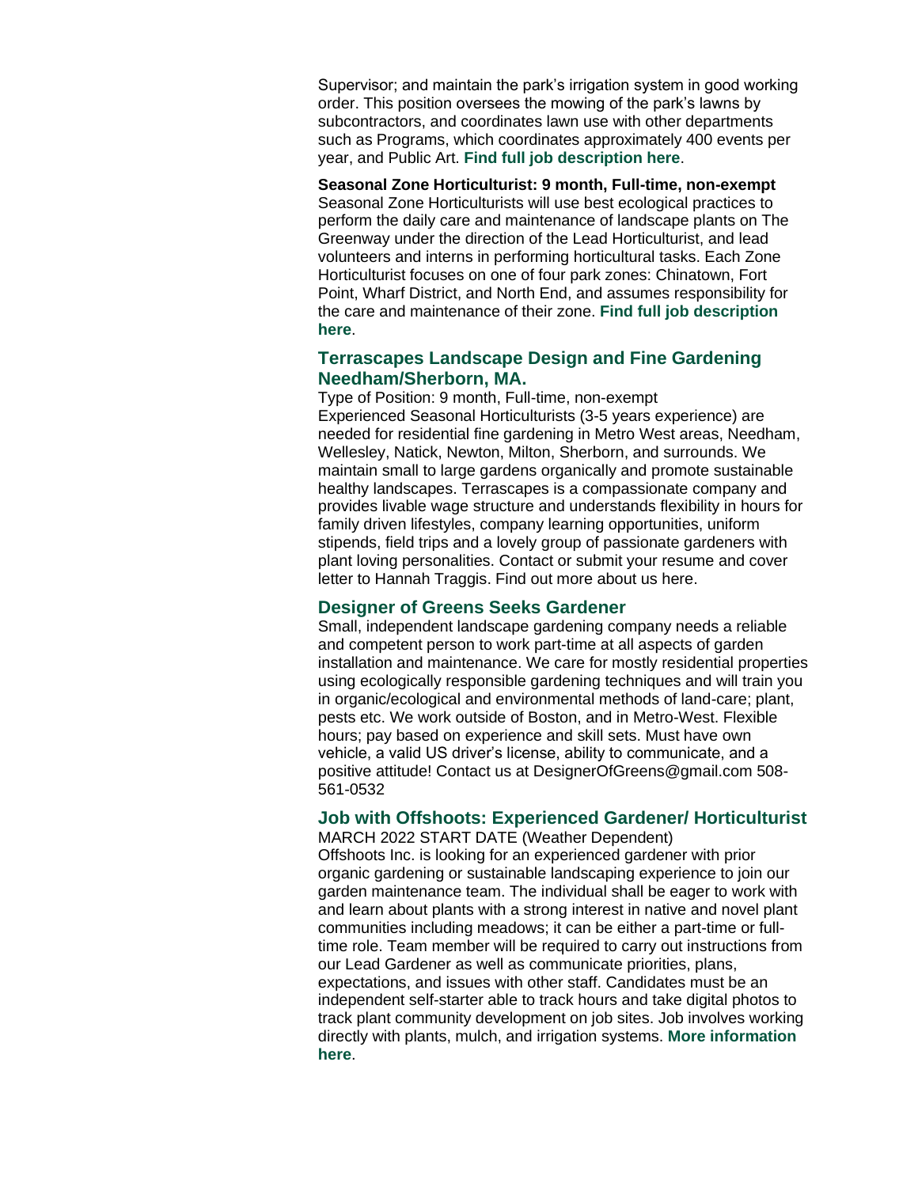Supervisor; and maintain the park's irrigation system in good working order. This position oversees the mowing of the park's lawns by subcontractors, and coordinates lawn use with other departments such as Programs, which coordinates approximately 400 events per year, and Public Art. **Find full job description here**.

**Seasonal Zone Horticulturist: 9 month, Full-time, non-exempt**
Seasonal Zone Horticulturists will use best ecological practices to perform the daily care and maintenance of landscape plants on The Greenway under the direction of the Lead Horticulturist, and lead volunteers and interns in performing horticultural tasks. Each Zone Horticulturist focuses on one of four park zones: Chinatown, Fort Point, Wharf District, and North End, and assumes responsibility for the care and maintenance of their zone. **Find full job description here**.

### Terrascapes Landscape Design and Fine Gardening Needham/Sherborn, MA.

Type of Position: 9 month, Full-time, non-exempt
Experienced Seasonal Horticulturists (3-5 years experience) are needed for residential fine gardening in Metro West areas, Needham, Wellesley, Natick, Newton, Milton, Sherborn, and surrounds. We maintain small to large gardens organically and promote sustainable healthy landscapes. Terrascapes is a compassionate company and provides livable wage structure and understands flexibility in hours for family driven lifestyles, company learning opportunities, uniform stipends, field trips and a lovely group of passionate gardeners with plant loving personalities. Contact or submit your resume and cover letter to Hannah Traggis. Find out more about us here.

### Designer of Greens Seeks Gardener

Small, independent landscape gardening company needs a reliable and competent person to work part-time at all aspects of garden installation and maintenance. We care for mostly residential properties using ecologically responsible gardening techniques and will train you in organic/ecological and environmental methods of land-care; plant, pests etc. We work outside of Boston, and in Metro-West. Flexible hours; pay based on experience and skill sets. Must have own vehicle, a valid US driver's license, ability to communicate, and a positive attitude! Contact us at DesignerOfGreens@gmail.com 508-561-0532

### Job with Offshoots: Experienced Gardener/ Horticulturist

MARCH 2022 START DATE (Weather Dependent)
Offshoots Inc. is looking for an experienced gardener with prior organic gardening or sustainable landscaping experience to join our garden maintenance team. The individual shall be eager to work with and learn about plants with a strong interest in native and novel plant communities including meadows; it can be either a part-time or full-time role. Team member will be required to carry out instructions from our Lead Gardener as well as communicate priorities, plans, expectations, and issues with other staff. Candidates must be an independent self-starter able to track hours and take digital photos to track plant community development on job sites. Job involves working directly with plants, mulch, and irrigation systems. **More information here**.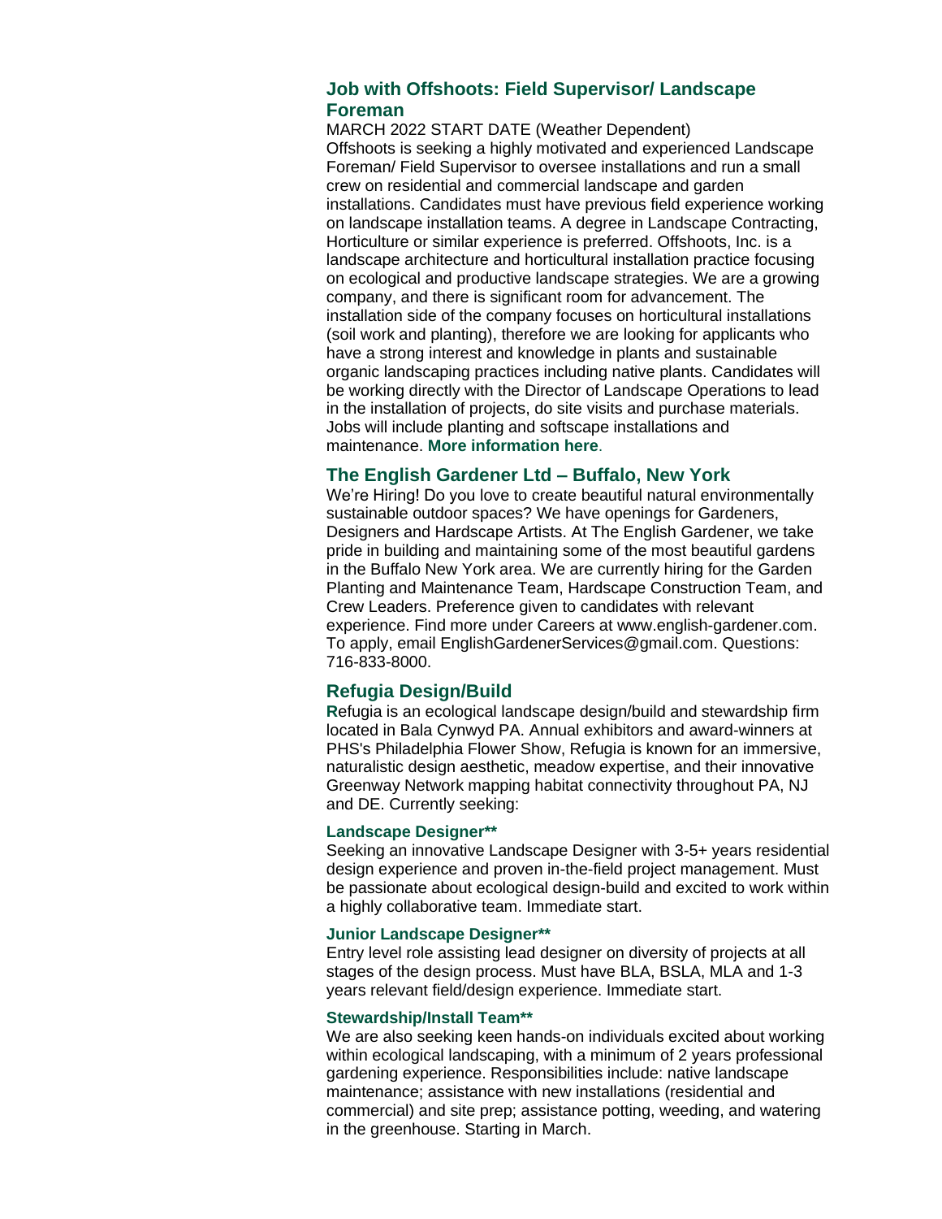## Job with Offshoots: Field Supervisor/ Landscape Foreman

MARCH 2022 START DATE (Weather Dependent)
Offshoots is seeking a highly motivated and experienced Landscape Foreman/ Field Supervisor to oversee installations and run a small crew on residential and commercial landscape and garden installations. Candidates must have previous field experience working on landscape installation teams. A degree in Landscape Contracting, Horticulture or similar experience is preferred. Offshoots, Inc. is a landscape architecture and horticultural installation practice focusing on ecological and productive landscape strategies. We are a growing company, and there is significant room for advancement. The installation side of the company focuses on horticultural installations (soil work and planting), therefore we are looking for applicants who have a strong interest and knowledge in plants and sustainable organic landscaping practices including native plants. Candidates will be working directly with the Director of Landscape Operations to lead in the installation of projects, do site visits and purchase materials. Jobs will include planting and softscape installations and maintenance. **More information here**.

## The English Gardener Ltd – Buffalo, New York

We're Hiring! Do you love to create beautiful natural environmentally sustainable outdoor spaces? We have openings for Gardeners, Designers and Hardscape Artists. At The English Gardener, we take pride in building and maintaining some of the most beautiful gardens in the Buffalo New York area. We are currently hiring for the Garden Planting and Maintenance Team, Hardscape Construction Team, and Crew Leaders. Preference given to candidates with relevant experience. Find more under Careers at www.english-gardener.com. To apply, email EnglishGardenerServices@gmail.com. Questions: 716-833-8000.

## Refugia Design/Build

Refugia is an ecological landscape design/build and stewardship firm located in Bala Cynwyd PA. Annual exhibitors and award-winners at PHS's Philadelphia Flower Show, Refugia is known for an immersive, naturalistic design aesthetic, meadow expertise, and their innovative Greenway Network mapping habitat connectivity throughout PA, NJ and DE. Currently seeking:

### Landscape Designer**

Seeking an innovative Landscape Designer with 3-5+ years residential design experience and proven in-the-field project management. Must be passionate about ecological design-build and excited to work within a highly collaborative team. Immediate start.

### Junior Landscape Designer**

Entry level role assisting lead designer on diversity of projects at all stages of the design process. Must have BLA, BSLA, MLA and 1-3 years relevant field/design experience. Immediate start.

### Stewardship/Install Team**

We are also seeking keen hands-on individuals excited about working within ecological landscaping, with a minimum of 2 years professional gardening experience. Responsibilities include: native landscape maintenance; assistance with new installations (residential and commercial) and site prep; assistance potting, weeding, and watering in the greenhouse. Starting in March.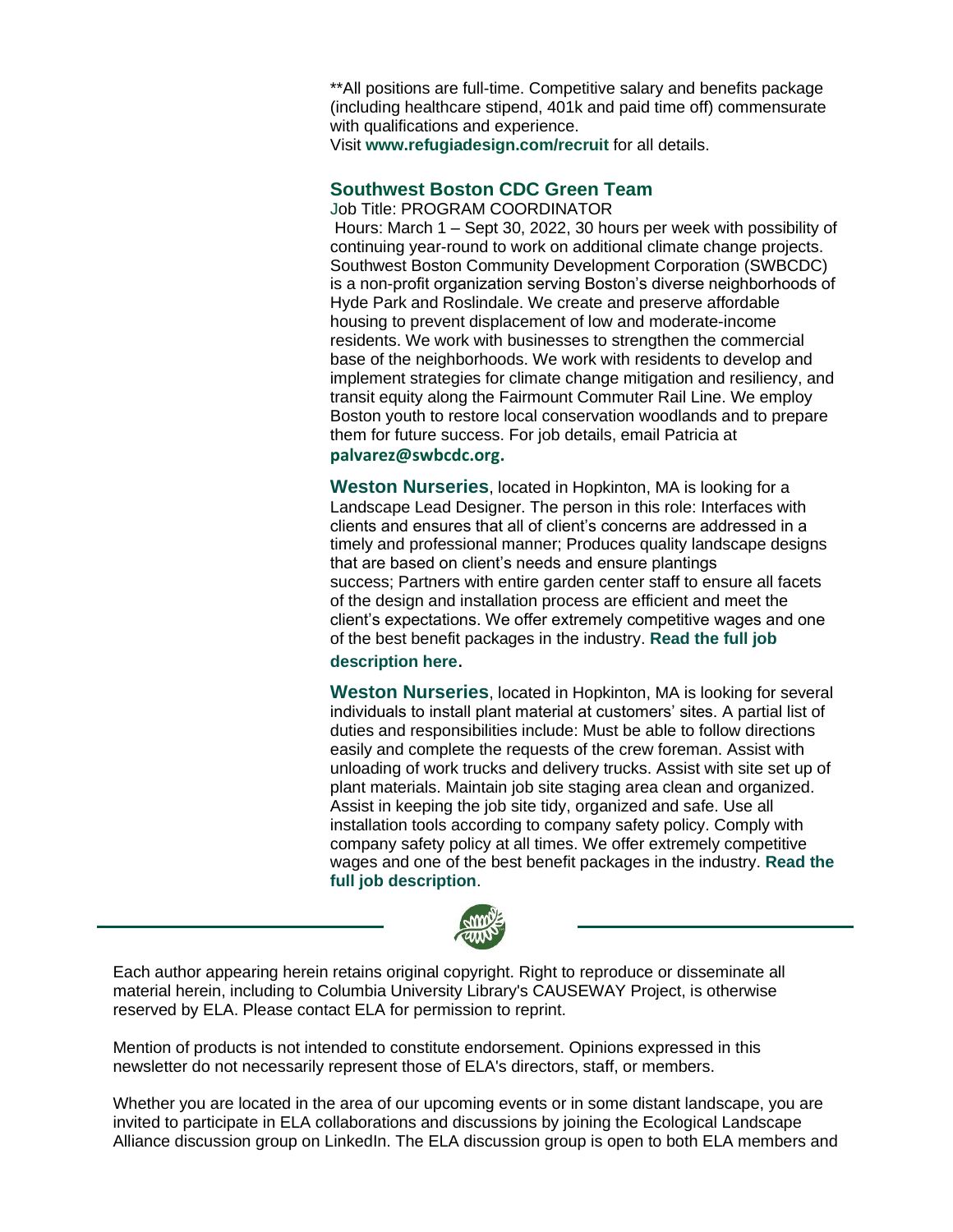**All positions are full-time. Competitive salary and benefits package (including healthcare stipend, 401k and paid time off) commensurate with qualifications and experience.
Visit **www.refugiadesign.com/recruit** for all details.

### Southwest Boston CDC Green Team

Job Title: PROGRAM COORDINATOR

Hours: March 1 – Sept 30, 2022, 30 hours per week with possibility of continuing year-round to work on additional climate change projects. Southwest Boston Community Development Corporation (SWBCDC) is a non-profit organization serving Boston's diverse neighborhoods of Hyde Park and Roslindale. We create and preserve affordable housing to prevent displacement of low and moderate-income residents. We work with businesses to strengthen the commercial base of the neighborhoods. We work with residents to develop and implement strategies for climate change mitigation and resiliency, and transit equity along the Fairmount Commuter Rail Line. We employ Boston youth to restore local conservation woodlands and to prepare them for future success. For job details, email Patricia at **palvarez@swbcdc.org.**

**Weston Nurseries**, located in Hopkinton, MA is looking for a Landscape Lead Designer. The person in this role: Interfaces with clients and ensures that all of client's concerns are addressed in a timely and professional manner; Produces quality landscape designs that are based on client's needs and ensure plantings success; Partners with entire garden center staff to ensure all facets of the design and installation process are efficient and meet the client's expectations. We offer extremely competitive wages and one of the best benefit packages in the industry. **Read the full job description here.**

**Weston Nurseries**, located in Hopkinton, MA is looking for several individuals to install plant material at customers' sites. A partial list of duties and responsibilities include: Must be able to follow directions easily and complete the requests of the crew foreman. Assist with unloading of work trucks and delivery trucks. Assist with site set up of plant materials. Maintain job site staging area clean and organized. Assist in keeping the job site tidy, organized and safe. Use all installation tools according to company safety policy. Comply with company safety policy at all times. We offer extremely competitive wages and one of the best benefit packages in the industry. **Read the full job description**.

---

Each author appearing herein retains original copyright. Right to reproduce or disseminate all material herein, including to Columbia University Library's CAUSEWAY Project, is otherwise reserved by ELA. Please contact ELA for permission to reprint.

Mention of products is not intended to constitute endorsement. Opinions expressed in this newsletter do not necessarily represent those of ELA's directors, staff, or members.

Whether you are located in the area of our upcoming events or in some distant landscape, you are invited to participate in ELA collaborations and discussions by joining the Ecological Landscape Alliance discussion group on LinkedIn. The ELA discussion group is open to both ELA members and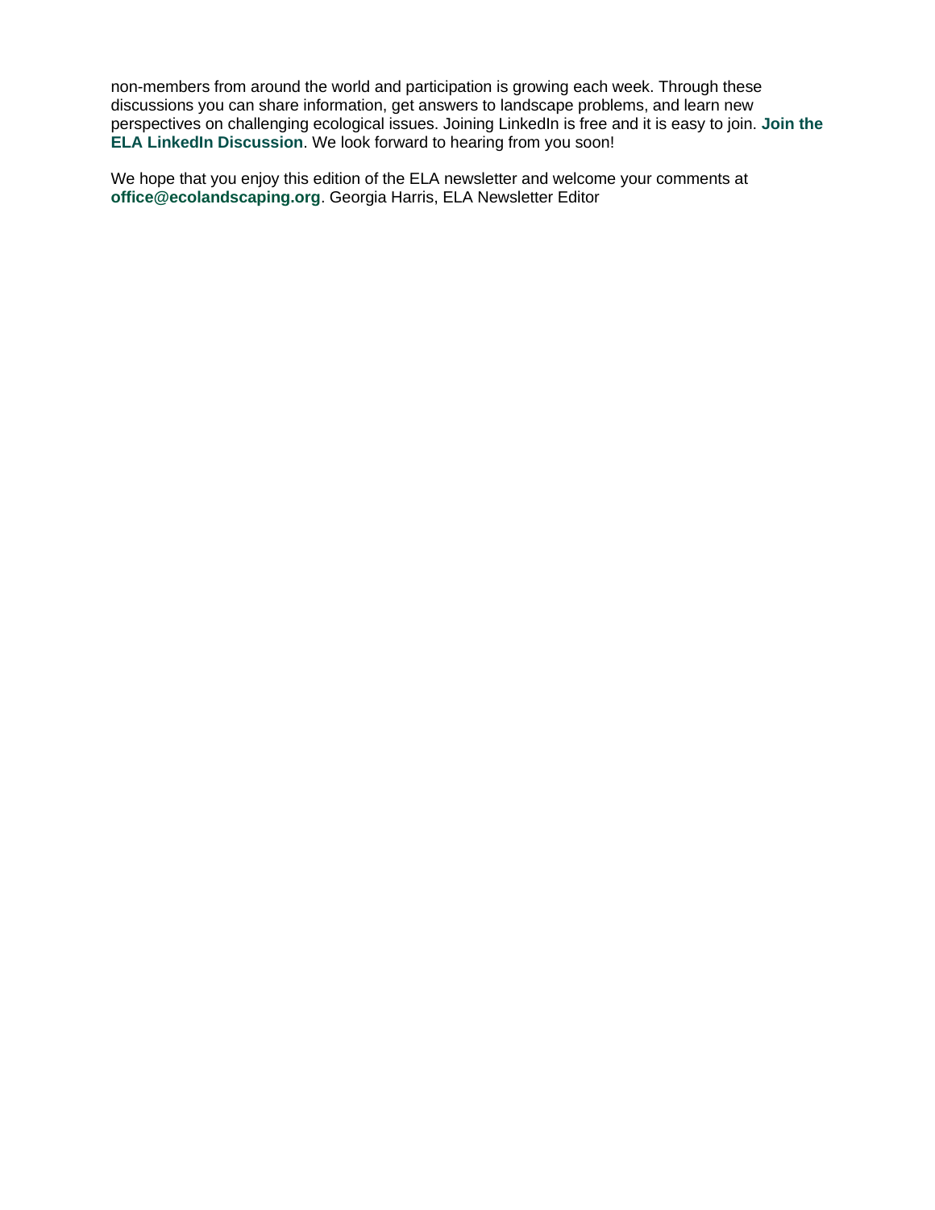non-members from around the world and participation is growing each week. Through these discussions you can share information, get answers to landscape problems, and learn new perspectives on challenging ecological issues. Joining LinkedIn is free and it is easy to join. **Join the ELA LinkedIn Discussion**. We look forward to hearing from you soon!

We hope that you enjoy this edition of the ELA newsletter and welcome your comments at **office@ecolandscaping.org**. Georgia Harris, ELA Newsletter Editor